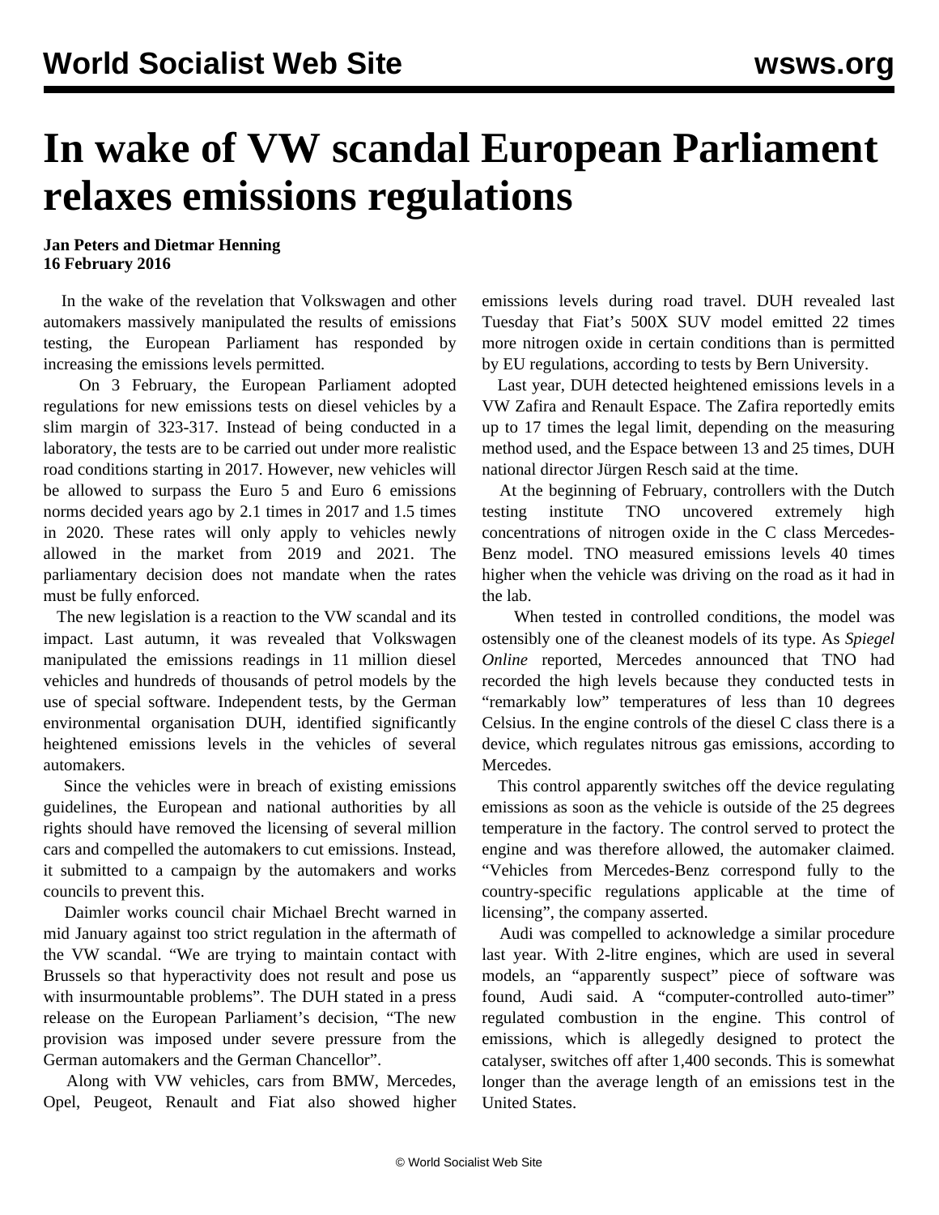# In wake of VW scandal European Parliament relaxes emissions regulations

**Jan Peters and Dietmar Henning**
**16 February 2016**

In the wake of the revelation that Volkswagen and other automakers massively manipulated the results of emissions testing, the European Parliament has responded by increasing the emissions levels permitted.

On 3 February, the European Parliament adopted regulations for new emissions tests on diesel vehicles by a slim margin of 323-317. Instead of being conducted in a laboratory, the tests are to be carried out under more realistic road conditions starting in 2017. However, new vehicles will be allowed to surpass the Euro 5 and Euro 6 emissions norms decided years ago by 2.1 times in 2017 and 1.5 times in 2020. These rates will only apply to vehicles newly allowed in the market from 2019 and 2021. The parliamentary decision does not mandate when the rates must be fully enforced.

The new legislation is a reaction to the VW scandal and its impact. Last autumn, it was revealed that Volkswagen manipulated the emissions readings in 11 million diesel vehicles and hundreds of thousands of petrol models by the use of special software. Independent tests, by the German environmental organisation DUH, identified significantly heightened emissions levels in the vehicles of several automakers.

Since the vehicles were in breach of existing emissions guidelines, the European and national authorities by all rights should have removed the licensing of several million cars and compelled the automakers to cut emissions. Instead, it submitted to a campaign by the automakers and works councils to prevent this.

Daimler works council chair Michael Brecht warned in mid January against too strict regulation in the aftermath of the VW scandal. "We are trying to maintain contact with Brussels so that hyperactivity does not result and pose us with insurmountable problems". The DUH stated in a press release on the European Parliament's decision, "The new provision was imposed under severe pressure from the German automakers and the German Chancellor".

Along with VW vehicles, cars from BMW, Mercedes, Opel, Peugeot, Renault and Fiat also showed higher emissions levels during road travel. DUH revealed last Tuesday that Fiat's 500X SUV model emitted 22 times more nitrogen oxide in certain conditions than is permitted by EU regulations, according to tests by Bern University.

Last year, DUH detected heightened emissions levels in a VW Zafira and Renault Espace. The Zafira reportedly emits up to 17 times the legal limit, depending on the measuring method used, and the Espace between 13 and 25 times, DUH national director Jürgen Resch said at the time.

At the beginning of February, controllers with the Dutch testing institute TNO uncovered extremely high concentrations of nitrogen oxide in the C class Mercedes-Benz model. TNO measured emissions levels 40 times higher when the vehicle was driving on the road as it had in the lab.

When tested in controlled conditions, the model was ostensibly one of the cleanest models of its type. As *Spiegel Online* reported, Mercedes announced that TNO had recorded the high levels because they conducted tests in "remarkably low" temperatures of less than 10 degrees Celsius. In the engine controls of the diesel C class there is a device, which regulates nitrous gas emissions, according to Mercedes.

This control apparently switches off the device regulating emissions as soon as the vehicle is outside of the 25 degrees temperature in the factory. The control served to protect the engine and was therefore allowed, the automaker claimed. "Vehicles from Mercedes-Benz correspond fully to the country-specific regulations applicable at the time of licensing", the company asserted.

Audi was compelled to acknowledge a similar procedure last year. With 2-litre engines, which are used in several models, an "apparently suspect" piece of software was found, Audi said. A "computer-controlled auto-timer" regulated combustion in the engine. This control of emissions, which is allegedly designed to protect the catalyser, switches off after 1,400 seconds. This is somewhat longer than the average length of an emissions test in the United States.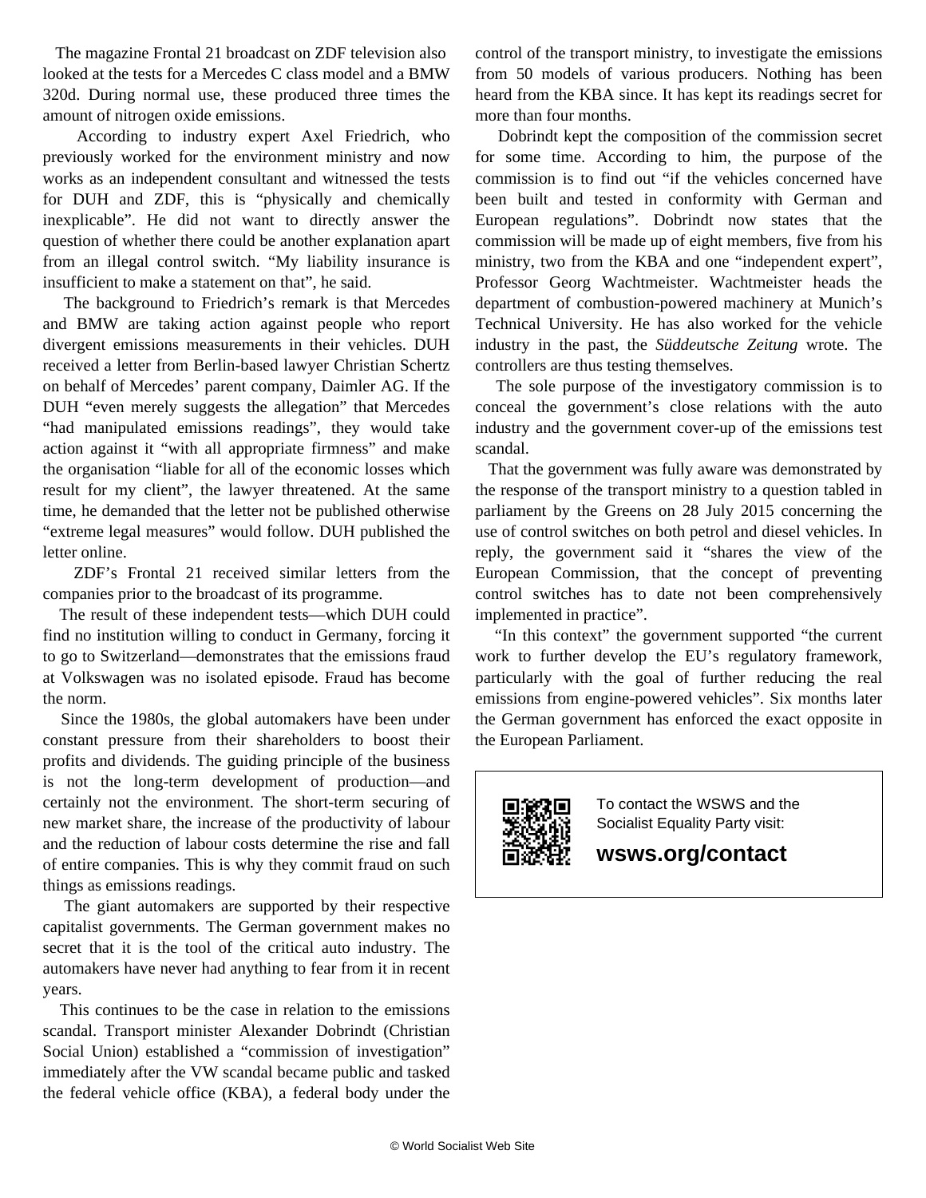The magazine Frontal 21 broadcast on ZDF television also looked at the tests for a Mercedes C class model and a BMW 320d. During normal use, these produced three times the amount of nitrogen oxide emissions.

According to industry expert Axel Friedrich, who previously worked for the environment ministry and now works as an independent consultant and witnessed the tests for DUH and ZDF, this is "physically and chemically inexplicable". He did not want to directly answer the question of whether there could be another explanation apart from an illegal control switch. "My liability insurance is insufficient to make a statement on that", he said.

The background to Friedrich's remark is that Mercedes and BMW are taking action against people who report divergent emissions measurements in their vehicles. DUH received a letter from Berlin-based lawyer Christian Schertz on behalf of Mercedes' parent company, Daimler AG. If the DUH "even merely suggests the allegation" that Mercedes "had manipulated emissions readings", they would take action against it "with all appropriate firmness" and make the organisation "liable for all of the economic losses which result for my client", the lawyer threatened. At the same time, he demanded that the letter not be published otherwise "extreme legal measures" would follow. DUH published the letter online.

ZDF's Frontal 21 received similar letters from the companies prior to the broadcast of its programme.

The result of these independent tests—which DUH could find no institution willing to conduct in Germany, forcing it to go to Switzerland—demonstrates that the emissions fraud at Volkswagen was no isolated episode. Fraud has become the norm.

Since the 1980s, the global automakers have been under constant pressure from their shareholders to boost their profits and dividends. The guiding principle of the business is not the long-term development of production—and certainly not the environment. The short-term securing of new market share, the increase of the productivity of labour and the reduction of labour costs determine the rise and fall of entire companies. This is why they commit fraud on such things as emissions readings.

The giant automakers are supported by their respective capitalist governments. The German government makes no secret that it is the tool of the critical auto industry. The automakers have never had anything to fear from it in recent years.

This continues to be the case in relation to the emissions scandal. Transport minister Alexander Dobrindt (Christian Social Union) established a "commission of investigation" immediately after the VW scandal became public and tasked the federal vehicle office (KBA), a federal body under the control of the transport ministry, to investigate the emissions from 50 models of various producers. Nothing has been heard from the KBA since. It has kept its readings secret for more than four months.

Dobrindt kept the composition of the commission secret for some time. According to him, the purpose of the commission is to find out "if the vehicles concerned have been built and tested in conformity with German and European regulations". Dobrindt now states that the commission will be made up of eight members, five from his ministry, two from the KBA and one "independent expert", Professor Georg Wachtmeister. Wachtmeister heads the department of combustion-powered machinery at Munich's Technical University. He has also worked for the vehicle industry in the past, the *Süddeutsche Zeitung* wrote. The controllers are thus testing themselves.

The sole purpose of the investigatory commission is to conceal the government's close relations with the auto industry and the government cover-up of the emissions test scandal.

That the government was fully aware was demonstrated by the response of the transport ministry to a question tabled in parliament by the Greens on 28 July 2015 concerning the use of control switches on both petrol and diesel vehicles. In reply, the government said it "shares the view of the European Commission, that the concept of preventing control switches has to date not been comprehensively implemented in practice".

"In this context" the government supported "the current work to further develop the EU's regulatory framework, particularly with the goal of further reducing the real emissions from engine-powered vehicles". Six months later the German government has enforced the exact opposite in the European Parliament.

To contact the WSWS and the Socialist Equality Party visit:

**wsws.org/contact**